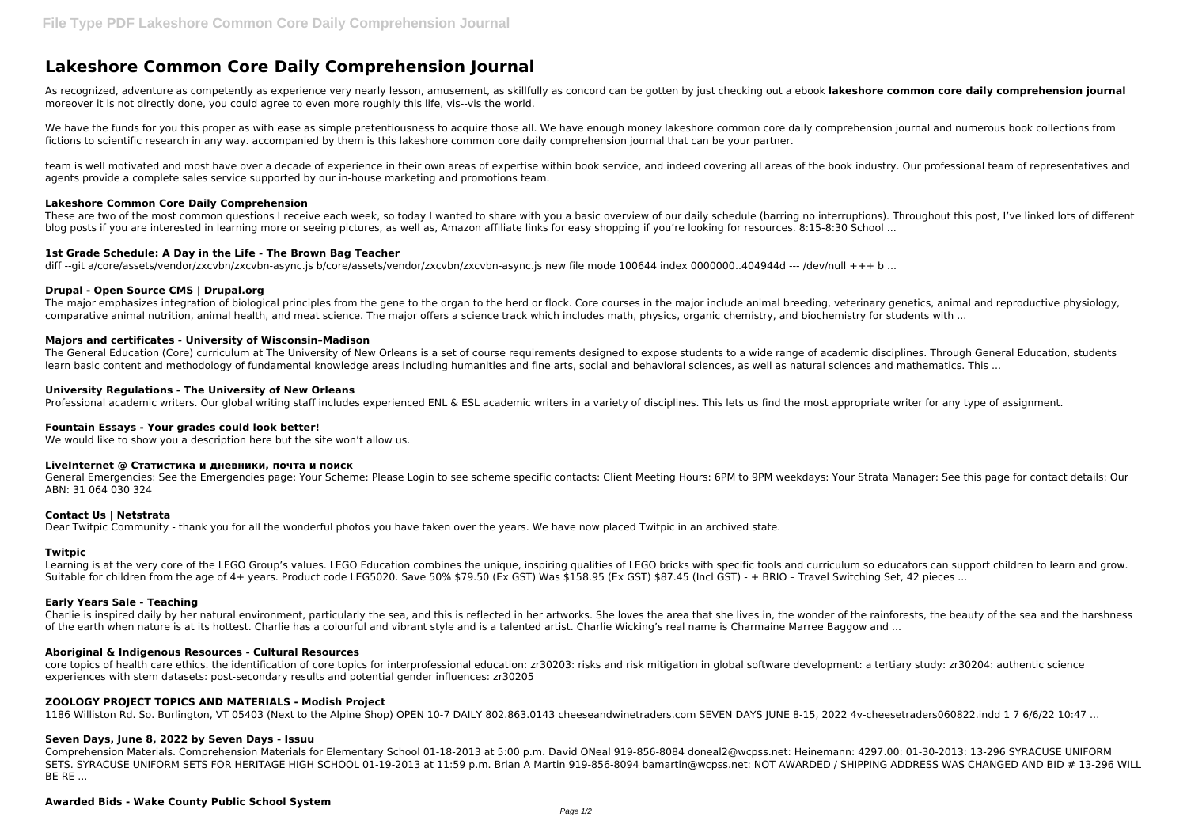# Lakeshore Common Core Daily Comprehension Journal

As recognized, adventure as competently as experience very nearly lesson, amusement, as skillfully as concord can be gotten by just checking out a ebook **lakeshore common core daily comprehension journal** moreover it is not directly done, you could agree to even more roughly this life, vis--vis the world.

We have the funds for you this proper as with ease as simple pretentiousness to acquire those all. We have enough money lakeshore common core daily comprehension journal and numerous book collections from fictions to scientific research in any way. accompanied by them is this lakeshore common core daily comprehension journal that can be your partner.

team is well motivated and most have over a decade of experience in their own areas of expertise within book service, and indeed covering all areas of the book industry. Our professional team of representatives and agents provide a complete sales service supported by our in-house marketing and promotions team.

### Lakeshore Common Core Daily Comprehension

These are two of the most common questions I receive each week, so today I wanted to share with you a basic overview of our daily schedule (barring no interruptions). Throughout this post, I've linked lots of different blog posts if you are interested in learning more or seeing pictures, as well as, Amazon affiliate links for easy shopping if you're looking for resources. 8:15-8:30 School ...

### 1st Grade Schedule: A Day in the Life - The Brown Bag Teacher

diff --git a/core/assets/vendor/zxcvbn/zxcvbn-async.js b/core/assets/vendor/zxcvbn/zxcvbn-async.js new file mode 100644 index 0000000..404944d --- /dev/null +++ b ...

### Drupal - Open Source CMS | Drupal.org

The major emphasizes integration of biological principles from the gene to the organ to the herd or flock. Core courses in the major include animal breeding, veterinary genetics, animal and reproductive physiology, comparative animal nutrition, animal health, and meat science. The major offers a science track which includes math, physics, organic chemistry, and biochemistry for students with ...

### Majors and certificates - University of Wisconsin–Madison

The General Education (Core) curriculum at The University of New Orleans is a set of course requirements designed to expose students to a wide range of academic disciplines. Through General Education, students learn basic content and methodology of fundamental knowledge areas including humanities and fine arts, social and behavioral sciences, as well as natural sciences and mathematics. This ...

### University Regulations - The University of New Orleans

Professional academic writers. Our global writing staff includes experienced ENL & ESL academic writers in a variety of disciplines. This lets us find the most appropriate writer for any type of assignment.

### Fountain Essays - Your grades could look better!

We would like to show you a description here but the site won't allow us.

### LiveInternet @ Статистика и дневники, почта и поиск

General Emergencies: See the Emergencies page: Your Scheme: Please Login to see scheme specific contacts: Client Meeting Hours: 6PM to 9PM weekdays: Your Strata Manager: See this page for contact details: Our ABN: 31 064 030 324

### Contact Us | Netstrata

Dear Twitpic Community - thank you for all the wonderful photos you have taken over the years. We have now placed Twitpic in an archived state.

### Twitpic

Learning is at the very core of the LEGO Group's values. LEGO Education combines the unique, inspiring qualities of LEGO bricks with specific tools and curriculum so educators can support children to learn and grow. Suitable for children from the age of 4+ years. Product code LEG5020. Save 50% $79.50 (Ex GST) Was $158.95 (Ex GST) $87.45 (Incl GST) - + BRIO – Travel Switching Set, 42 pieces ...

### Early Years Sale - Teaching

Charlie is inspired daily by her natural environment, particularly the sea, and this is reflected in her artworks. She loves the area that she lives in, the wonder of the rainforests, the beauty of the sea and the harshness of the earth when nature is at its hottest. Charlie has a colourful and vibrant style and is a talented artist. Charlie Wicking's real name is Charmaine Marree Baggow and ...

### Aboriginal & Indigenous Resources - Cultural Resources

core topics of health care ethics. the identification of core topics for interprofessional education: zr30203: risks and risk mitigation in global software development: a tertiary study: zr30204: authentic science experiences with stem datasets: post-secondary results and potential gender influences: zr30205

### ZOOLOGY PROJECT TOPICS AND MATERIALS - Modish Project

1186 Williston Rd. So. Burlington, VT 05403 (Next to the Alpine Shop) OPEN 10-7 DAILY 802.863.0143 cheeseandwinetraders.com SEVEN DAYS JUNE 8-15, 2022 4v-cheesetraders060822.indd 1 7 6/6/22 10:47 ...

### Seven Days, June 8, 2022 by Seven Days - Issuu

Comprehension Materials. Comprehension Materials for Elementary School 01-18-2013 at 5:00 p.m. David ONeal 919-856-8084 doneal2@wcpss.net: Heinemann: 4297.00: 01-30-2013: 13-296 SYRACUSE UNIFORM SETS. SYRACUSE UNIFORM SETS FOR HERITAGE HIGH SCHOOL 01-19-2013 at 11:59 p.m. Brian A Martin 919-856-8094 bamartin@wcpss.net: NOT AWARDED / SHIPPING ADDRESS WAS CHANGED AND BID # 13-296 WILL BE RE ...

### Awarded Bids - Wake County Public School System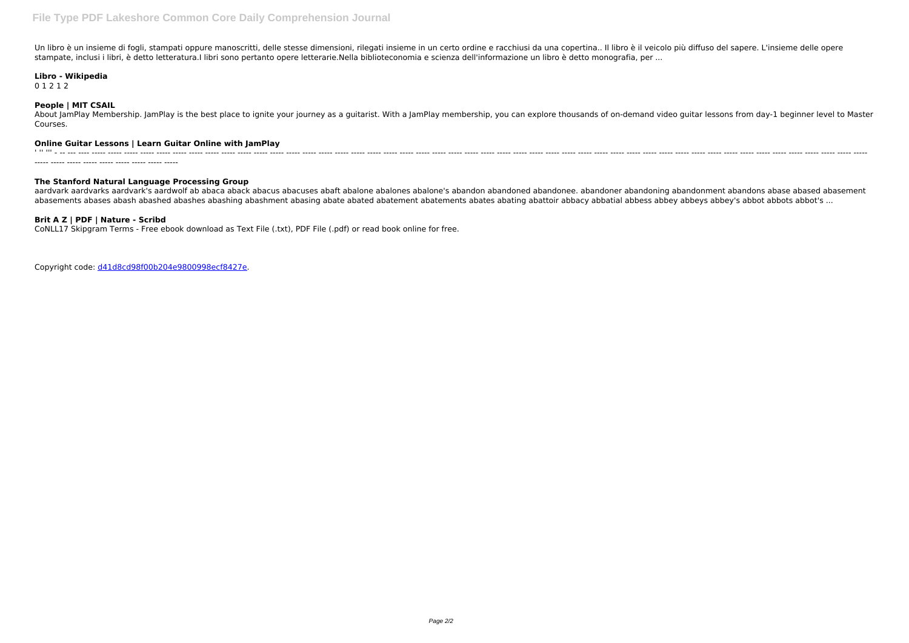Un libro è un insieme di fogli, stampati oppure manoscritti, delle stesse dimensioni, rilegati insieme in un certo ordine e racchiusi da una copertina.. Il libro è il veicolo più diffuso del sapere. L'insieme delle opere stampate, inclusi i libri, è detto letteratura.I libri sono pertanto opere letterarie.Nella biblioteconomia e scienza dell'informazione un libro è detto monografia, per ...

**Libro - Wikipedia**
0 1 2 1 2

**People | MIT CSAIL**
About JamPlay Membership. JamPlay is the best place to ignite your journey as a guitarist. With a JamPlay membership, you can explore thousands of on-demand video guitar lessons from day-1 beginner level to Master Courses.

**Online Guitar Lessons | Learn Guitar Online with JamPlay**
' '' ''' - -- --- ---- ----- ----- ----- ----- ----- ----- ----- ----- ----- ----- ----- ----- ----- ----- ----- ----- ----- ----- ----- ----- ----- ----- ----- ----- ----- ----- ----- ----- ----- ----- ----- ----- ----- ----- ----- ----- ----- ----- ----- ----- ----- ----- ----- ----- ----- ----- ----- ----- ----- ----- ----- ----- ----- ----- ----- ----- ----- ----- ----- ----- -----

**The Stanford Natural Language Processing Group**
aardvark aardvarks aardvark's aardwolf ab abaca aback abacus abacuses abaft abalone abalones abalone's abandon abandoned abandonee. abandoner abandoning abandonment abandons abase abased abasement abasements abases abash abashed abashes abashing abashment abasing abate abated abatement abatements abates abating abattoir abbacy abbatial abbess abbey abbeys abbey's abbot abbots abbot's ...

**Brit A Z | PDF | Nature - Scribd**
CoNLL17 Skipgram Terms - Free ebook download as Text File (.txt), PDF File (.pdf) or read book online for free.

Copyright code: d41d8cd98f00b204e9800998ecf8427e.